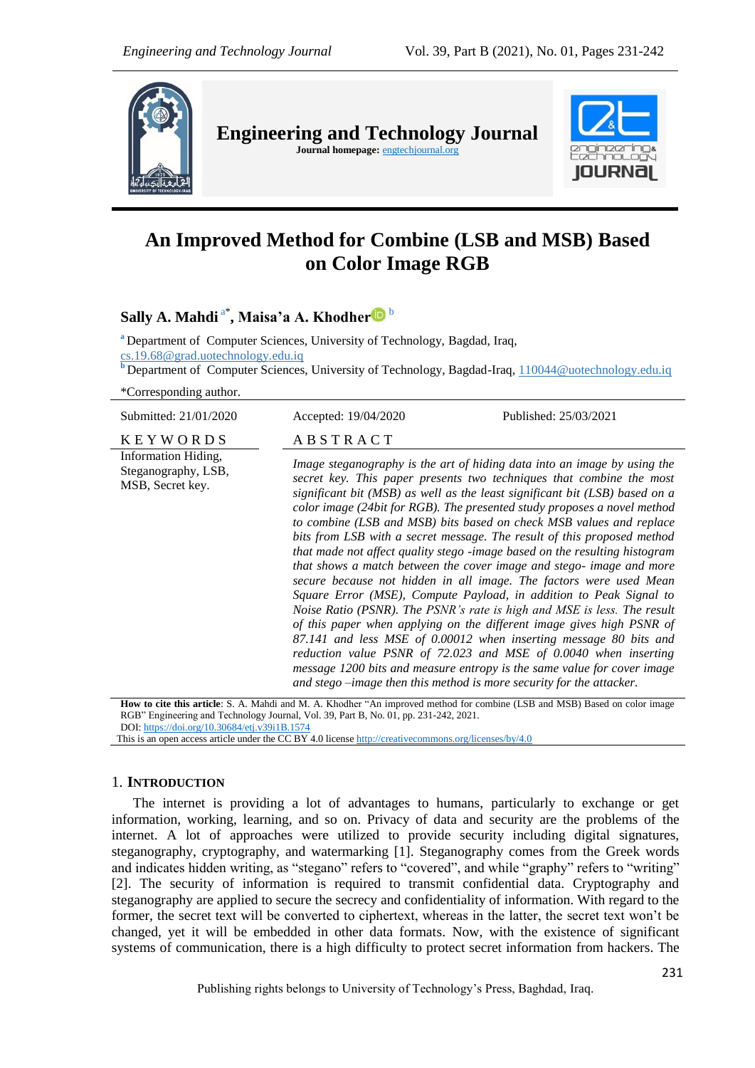# An Improved Method for Combine (LSB and MSB) Based on Color Image RGB

**Sally A. Mahdi** [a*], **Maisa'a A. Khodher** [b]

[a] Department of Computer Sciences, University of Technology, Bagdad, Iraq, cs.19.68@grad.uotechnology.edu.iq

[b] Department of Computer Sciences, University of Technology, Bagdad-Iraq, 110044@uotechnology.edu.iq

*Corresponding author.

Submitted: 21/01/2020 | Accepted: 19/04/2020 | Published: 25/03/2021

**KEYWORDS**

Information Hiding, Steganography, LSB, MSB, Secret key.

**ABSTRACT**

*Image steganography is the art of hiding data into an image by using the secret key. This paper presents two techniques that combine the most significant bit (MSB) as well as the least significant bit (LSB) based on a color image (24bit for RGB). The presented study proposes a novel method to combine (LSB and MSB) bits based on check MSB values and replace bits from LSB with a secret message. The result of this proposed method that made not affect quality stego -image based on the resulting histogram that shows a match between the cover image and stego- image and more secure because not hidden in all image. The factors were used Mean Square Error (MSE), Compute Payload, in addition to Peak Signal to Noise Ratio (PSNR). The PSNR's rate is high and MSE is less. The result of this paper when applying on the different image gives high PSNR of 87.141 and less MSE of 0.00012 when inserting message 80 bits and reduction value PSNR of 72.023 and MSE of 0.0040 when inserting message 1200 bits and measure entropy is the same value for cover image and stego –image then this method is more security for the attacker.*

**How to cite this article**: S. A. Mahdi and M. A. Khodher "An improved method for combine (LSB and MSB) Based on color image RGB" Engineering and Technology Journal, Vol. 39, Part B, No. 01, pp. 231-242, 2021.
DOI: https://doi.org/10.30684/etj.v39i1B.1574
This is an open access article under the CC BY 4.0 license http://creativecommons.org/licenses/by/4.0

## 1. Introduction

The internet is providing a lot of advantages to humans, particularly to exchange or get information, working, learning, and so on. Privacy of data and security are the problems of the internet. A lot of approaches were utilized to provide security including digital signatures, steganography, cryptography, and watermarking [1]. Steganography comes from the Greek words and indicates hidden writing, as "stegano" refers to "covered", and while "graphy" refers to "writing" [2]. The security of information is required to transmit confidential data. Cryptography and steganography are applied to secure the secrecy and confidentiality of information. With regard to the former, the secret text will be converted to ciphertext, whereas in the latter, the secret text won't be changed, yet it will be embedded in other data formats. Now, with the existence of significant systems of communication, there is a high difficulty to protect secret information from hackers. The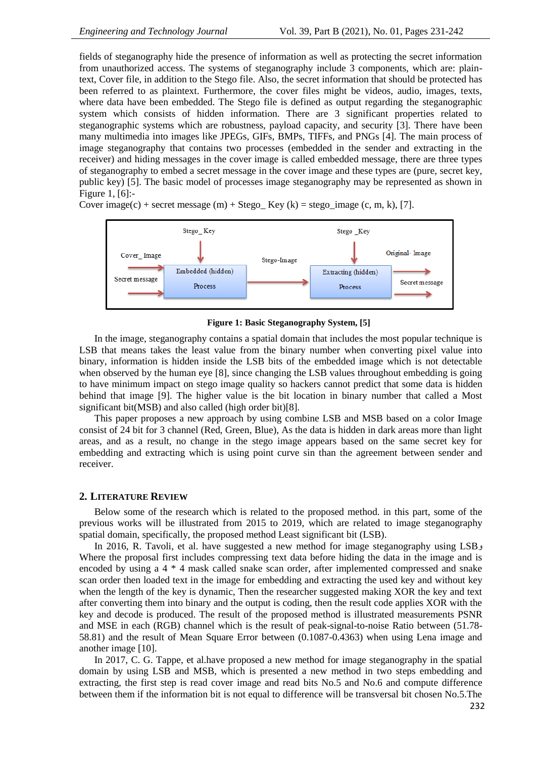fields of steganography hide the presence of information as well as protecting the secret information from unauthorized access. The systems of steganography include 3 components, which are: plain-text, Cover file, in addition to the Stego file. Also, the secret information that should be protected has been referred to as plaintext. Furthermore, the cover files might be videos, audio, images, texts, where data have been embedded. The Stego file is defined as output regarding the steganographic system which consists of hidden information. There are 3 significant properties related to steganographic systems which are robustness, payload capacity, and security [3]. There have been many multimedia into images like JPEGs, GIFs, BMPs, TIFFs, and PNGs [4]. The main process of image steganography that contains two processes (embedded in the sender and extracting in the receiver) and hiding messages in the cover image is called embedded message, there are three types of steganography to embed a secret message in the cover image and these types are (pure, secret key, public key) [5]. The basic model of processes image steganography may be represented as shown in Figure 1, [6]:-

Cover image(c) + secret message (m) + Stego_ Key (k) = stego_image (c, m, k), [7].

Stego_ Key | Stego _Key | Cover_ Image | Secret message | Embedded (hidden) Process | Stego-Image | Extracting (hidden) Process | Original- Image | Secret message

**Figure 1: Basic Steganography System, [5]**

In the image, steganography contains a spatial domain that includes the most popular technique is LSB that means takes the least value from the binary number when converting pixel value into binary, information is hidden inside the LSB bits of the embedded image which is not detectable when observed by the human eye [8], since changing the LSB values throughout embedding is going to have minimum impact on stego image quality so hackers cannot predict that some data is hidden behind that image [9]. The higher value is the bit location in binary number that called a Most significant bit(MSB) and also called (high order bit)[8].

This paper proposes a new approach by using combine LSB and MSB based on a color Image consist of 24 bit for 3 channel (Red, Green, Blue), As the data is hidden in dark areas more than light areas, and as a result, no change in the stego image appears based on the same secret key for embedding and extracting which is using point curve sin than the agreement between sender and receiver.

## 2. Literature Review

Below some of the research which is related to the proposed method. in this part, some of the previous works will be illustrated from 2015 to 2019, which are related to image steganography spatial domain, specifically, the proposed method Least significant bit (LSB).

In 2016, R. Tavoli, et al. have suggested a new method for image steganography using LSB، Where the proposal first includes compressing text data before hiding the data in the image and is encoded by using a 4 * 4 mask called snake scan order, after implemented compressed and snake scan order then loaded text in the image for embedding and extracting the used key and without key when the length of the key is dynamic, Then the researcher suggested making XOR the key and text after converting them into binary and the output is coding, then the result code applies XOR with the key and decode is produced. The result of the proposed method is illustrated measurements PSNR and MSE in each (RGB) channel which is the result of peak-signal-to-noise Ratio between (51.78-58.81) and the result of Mean Square Error between (0.1087-0.4363) when using Lena image and another image [10].

In 2017, C. G. Tappe, et al.have proposed a new method for image steganography in the spatial domain by using LSB and MSB, which is presented a new method in two steps embedding and extracting, the first step is read cover image and read bits No.5 and No.6 and compute difference between them if the information bit is not equal to difference will be transversal bit chosen No.5.The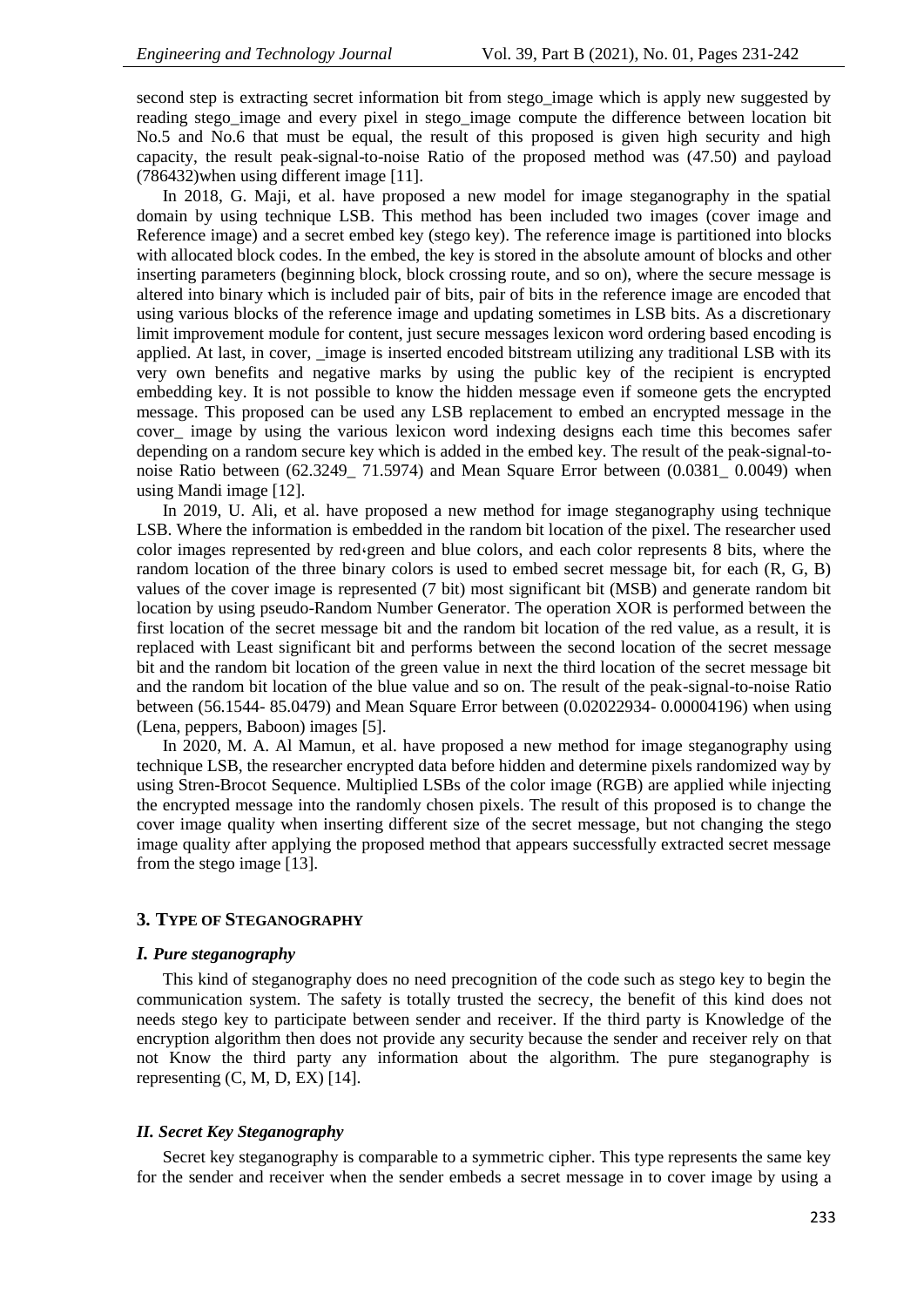second step is extracting secret information bit from stego_image which is apply new suggested by reading stego_image and every pixel in stego_image compute the difference between location bit No.5 and No.6 that must be equal, the result of this proposed is given high security and high capacity, the result peak-signal-to-noise Ratio of the proposed method was (47.50) and payload (786432)when using different image [11].

In 2018, G. Maji, et al. have proposed a new model for image steganography in the spatial domain by using technique LSB. This method has been included two images (cover image and Reference image) and a secret embed key (stego key). The reference image is partitioned into blocks with allocated block codes. In the embed, the key is stored in the absolute amount of blocks and other inserting parameters (beginning block, block crossing route, and so on), where the secure message is altered into binary which is included pair of bits, pair of bits in the reference image are encoded that using various blocks of the reference image and updating sometimes in LSB bits. As a discretionary limit improvement module for content, just secure messages lexicon word ordering based encoding is applied. At last, in cover, _image is inserted encoded bitstream utilizing any traditional LSB with its very own benefits and negative marks by using the public key of the recipient is encrypted embedding key. It is not possible to know the hidden message even if someone gets the encrypted message. This proposed can be used any LSB replacement to embed an encrypted message in the cover_ image by using the various lexicon word indexing designs each time this becomes safer depending on a random secure key which is added in the embed key. The result of the peak-signal-to-noise Ratio between (62.3249_ 71.5974) and Mean Square Error between (0.0381_ 0.0049) when using Mandi image [12].

In 2019, U. Ali, et al. have proposed a new method for image steganography using technique LSB. Where the information is embedded in the random bit location of the pixel. The researcher used color images represented by red‹green and blue colors, and each color represents 8 bits, where the random location of the three binary colors is used to embed secret message bit, for each (R, G, B) values of the cover image is represented (7 bit) most significant bit (MSB) and generate random bit location by using pseudo-Random Number Generator. The operation XOR is performed between the first location of the secret message bit and the random bit location of the red value, as a result, it is replaced with Least significant bit and performs between the second location of the secret message bit and the random bit location of the green value in next the third location of the secret message bit and the random bit location of the blue value and so on. The result of the peak-signal-to-noise Ratio between (56.1544- 85.0479) and Mean Square Error between (0.02022934- 0.00004196) when using (Lena, peppers, Baboon) images [5].

In 2020, M. A. Al Mamun, et al. have proposed a new method for image steganography using technique LSB, the researcher encrypted data before hidden and determine pixels randomized way by using Stren-Brocot Sequence. Multiplied LSBs of the color image (RGB) are applied while injecting the encrypted message into the randomly chosen pixels. The result of this proposed is to change the cover image quality when inserting different size of the secret message, but not changing the stego image quality after applying the proposed method that appears successfully extracted secret message from the stego image [13].

## 3. Type of Steganography

### *I. Pure steganography*

This kind of steganography does no need precognition of the code such as stego key to begin the communication system. The safety is totally trusted the secrecy, the benefit of this kind does not needs stego key to participate between sender and receiver. If the third party is Knowledge of the encryption algorithm then does not provide any security because the sender and receiver rely on that not Know the third party any information about the algorithm. The pure steganography is representing (C, M, D, EX) [14].

### *II. Secret Key Steganography*

Secret key steganography is comparable to a symmetric cipher. This type represents the same key for the sender and receiver when the sender embeds a secret message in to cover image by using a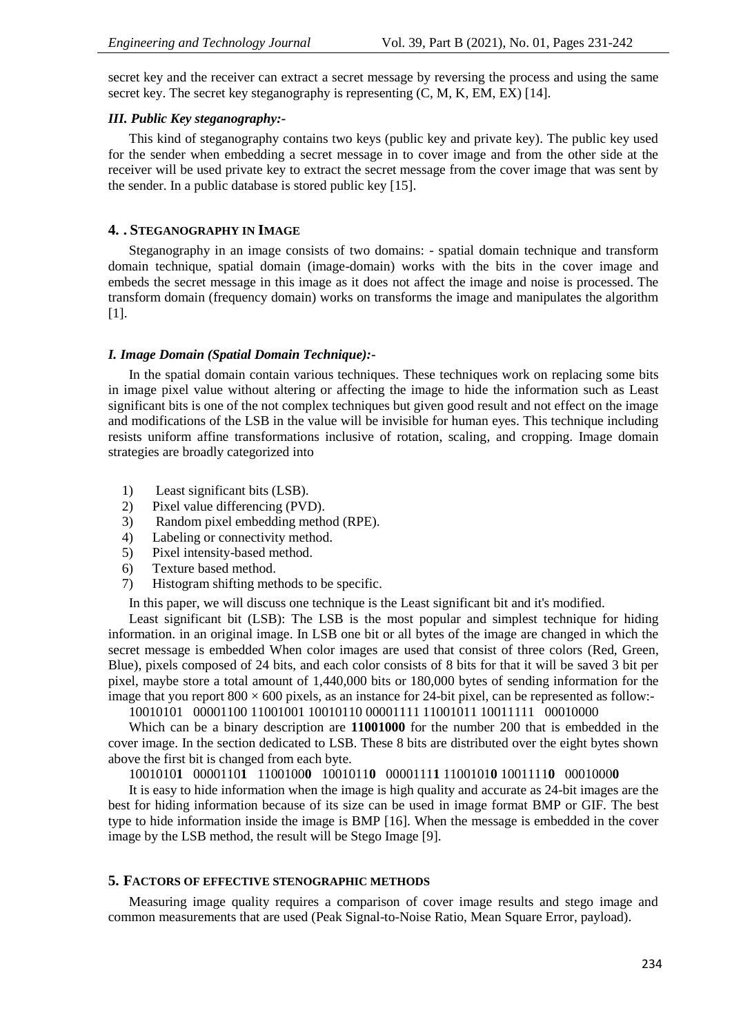secret key and the receiver can extract a secret message by reversing the process and using the same secret key. The secret key steganography is representing (C, M, K, EM, EX) [14].

### *III. Public Key steganography:-*

This kind of steganography contains two keys (public key and private key). The public key used for the sender when embedding a secret message in to cover image and from the other side at the receiver will be used private key to extract the secret message from the cover image that was sent by the sender. In a public database is stored public key [15].

## 4. . STEGANOGRAPHY IN IMAGE

Steganography in an image consists of two domains: - spatial domain technique and transform domain technique, spatial domain (image-domain) works with the bits in the cover image and embeds the secret message in this image as it does not affect the image and noise is processed. The transform domain (frequency domain) works on transforms the image and manipulates the algorithm [1].

### *I. Image Domain (Spatial Domain Technique):-*

In the spatial domain contain various techniques. These techniques work on replacing some bits in image pixel value without altering or affecting the image to hide the information such as Least significant bits is one of the not complex techniques but given good result and not effect on the image and modifications of the LSB in the value will be invisible for human eyes. This technique including resists uniform affine transformations inclusive of rotation, scaling, and cropping. Image domain strategies are broadly categorized into

1) Least significant bits (LSB).
2) Pixel value differencing (PVD).
3) Random pixel embedding method (RPE).
4) Labeling or connectivity method.
5) Pixel intensity-based method.
6) Texture based method.
7) Histogram shifting methods to be specific.

In this paper, we will discuss one technique is the Least significant bit and it's modified.

Least significant bit (LSB): The LSB is the most popular and simplest technique for hiding information. in an original image. In LSB one bit or all bytes of the image are changed in which the secret message is embedded When color images are used that consist of three colors (Red, Green, Blue), pixels composed of 24 bits, and each color consists of 8 bits for that it will be saved 3 bit per pixel, maybe store a total amount of 1,440,000 bits or 180,000 bytes of sending information for the image that you report 800 × 600 pixels, as an instance for 24-bit pixel, can be represented as follow:-

10010101 00001100 11001001 10010110 00001111 11001011 10011111 00010000

Which can be a binary description are **11001000** for the number 200 that is embedded in the cover image. In the section dedicated to LSB. These 8 bits are distributed over the eight bytes shown above the first bit is changed from each byte.

1001010**1** 0000110**1** 1100100**0** 1001011**0** 0000111**1** 1100101**0** 1001111**0** 0001000**0**

It is easy to hide information when the image is high quality and accurate as 24-bit images are the best for hiding information because of its size can be used in image format BMP or GIF. The best type to hide information inside the image is BMP [16]. When the message is embedded in the cover image by the LSB method, the result will be Stego Image [9].

## 5. FACTORS OF EFFECTIVE STENOGRAPHIC METHODS

Measuring image quality requires a comparison of cover image results and stego image and common measurements that are used (Peak Signal-to-Noise Ratio, Mean Square Error, payload).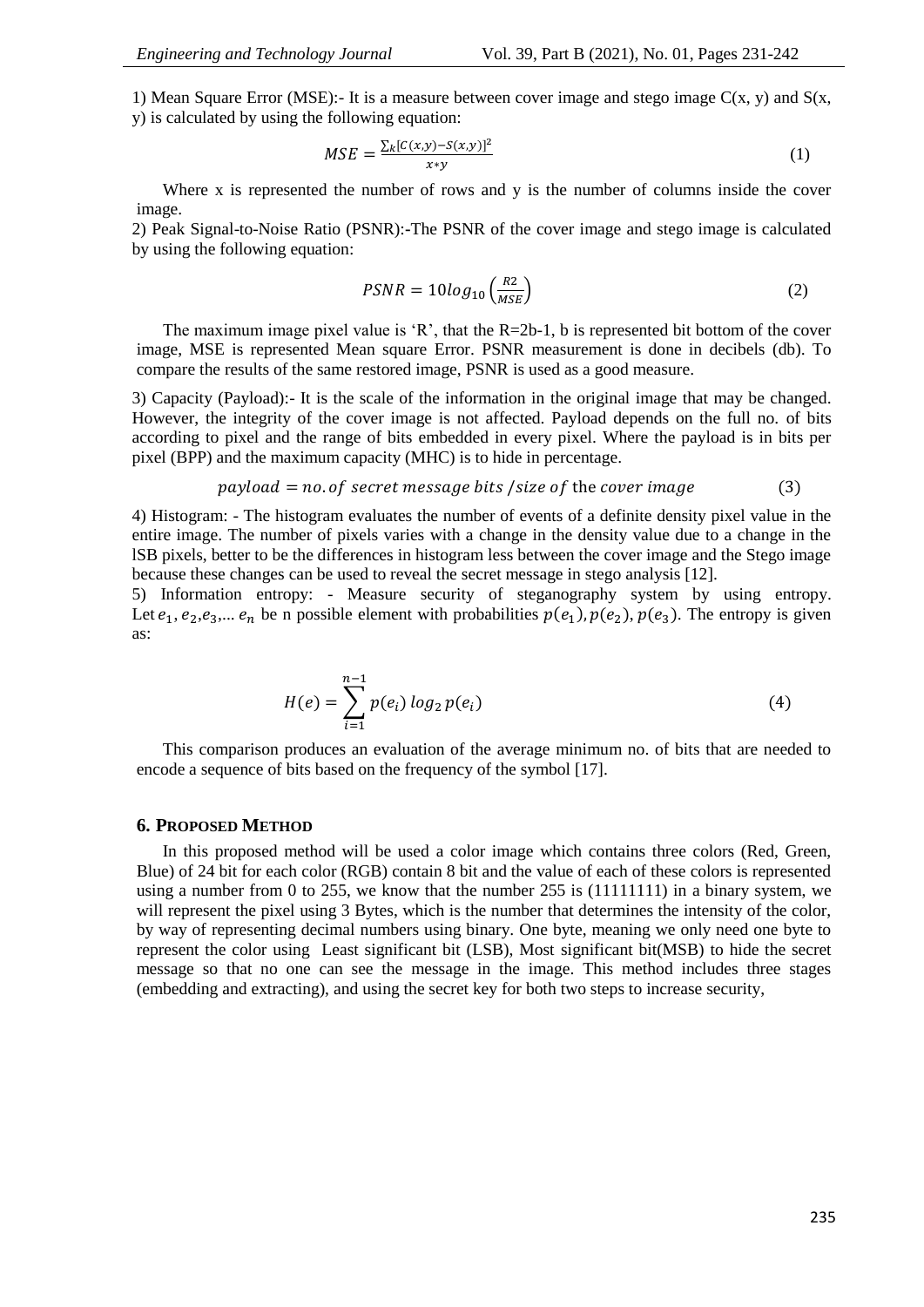1) Mean Square Error (MSE):- It is a measure between cover image and stego image C(x, y) and S(x, y) is calculated by using the following equation:

$$MSE = \frac{\sum_k [C(x,y) - S(x,y)]^2}{x * y} \tag{1}$$

Where x is represented the number of rows and y is the number of columns inside the cover image.

2) Peak Signal-to-Noise Ratio (PSNR):-The PSNR of the cover image and stego image is calculated by using the following equation:

$$PSNR = 10 log_{10}\left(\frac{R2}{MSE}\right) \tag{2}$$

The maximum image pixel value is 'R', that the R=2b-1, b is represented bit bottom of the cover image, MSE is represented Mean square Error. PSNR measurement is done in decibels (db). To compare the results of the same restored image, PSNR is used as a good measure.

3) Capacity (Payload):- It is the scale of the information in the original image that may be changed. However, the integrity of the cover image is not affected. Payload depends on the full no. of bits according to pixel and the range of bits embedded in every pixel. Where the payload is in bits per pixel (BPP) and the maximum capacity (MHC) is to hide in percentage.

$$payload = no. of\ secret\ message\ bits\ /size\ of\ \text{the}\ cover\ image \tag{3}$$

4) Histogram: - The histogram evaluates the number of events of a definite density pixel value in the entire image. The number of pixels varies with a change in the density value due to a change in the lSB pixels, better to be the differences in histogram less between the cover image and the Stego image because these changes can be used to reveal the secret message in stego analysis [12].

5) Information entropy: - Measure security of steganography system by using entropy. Let $e_1, e_2, e_3, ... e_n$ be n possible element with probabilities $p(e_1), p(e_2), p(e_3)$. The entropy is given as:

$$H(e) = \sum_{i=1}^{n-1} p(e_i)\, log_2\, p(e_i) \tag{4}$$

This comparison produces an evaluation of the average minimum no. of bits that are needed to encode a sequence of bits based on the frequency of the symbol [17].

## 6. Proposed Method

In this proposed method will be used a color image which contains three colors (Red, Green, Blue) of 24 bit for each color (RGB) contain 8 bit and the value of each of these colors is represented using a number from 0 to 255, we know that the number 255 is (11111111) in a binary system, we will represent the pixel using 3 Bytes, which is the number that determines the intensity of the color, by way of representing decimal numbers using binary. One byte, meaning we only need one byte to represent the color using Least significant bit (LSB), Most significant bit(MSB) to hide the secret message so that no one can see the message in the image. This method includes three stages (embedding and extracting), and using the secret key for both two steps to increase security,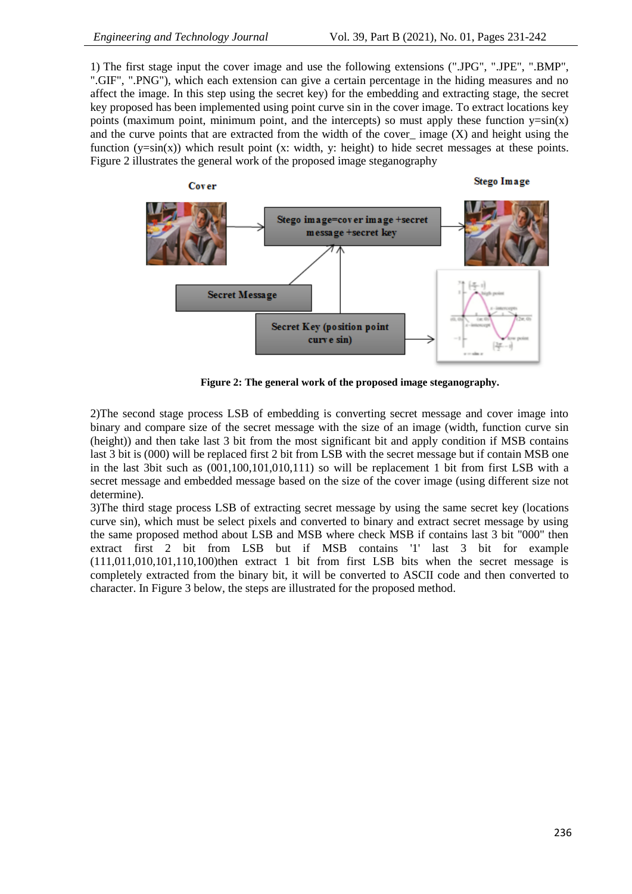1) The first stage input the cover image and use the following extensions (".JPG", ".JPE", ".BMP", ".GIF", ".PNG"), which each extension can give a certain percentage in the hiding measures and no affect the image. In this step using the secret key) for the embedding and extracting stage, the secret key proposed has been implemented using point curve sin in the cover image. To extract locations key points (maximum point, minimum point, and the intercepts) so must apply these function y=sin(x) and the curve points that are extracted from the width of the cover_ image (X) and height using the function (y=sin(x)) which result point (x: width, y: height) to hide secret messages at these points. Figure 2 illustrates the general work of the proposed image steganography

**Figure 2: The general work of the proposed image steganography.**

2)The second stage process LSB of embedding is converting secret message and cover image into binary and compare size of the secret message with the size of an image (width, function curve sin (height)) and then take last 3 bit from the most significant bit and apply condition if MSB contains last 3 bit is (000) will be replaced first 2 bit from LSB with the secret message but if contain MSB one in the last 3bit such as (001,100,101,010,111) so will be replacement 1 bit from first LSB with a secret message and embedded message based on the size of the cover image (using different size not determine).

3)The third stage process LSB of extracting secret message by using the same secret key (locations curve sin), which must be select pixels and converted to binary and extract secret message by using the same proposed method about LSB and MSB where check MSB if contains last 3 bit "000" then extract first 2 bit from LSB but if MSB contains '1' last 3 bit for example (111,011,010,101,110,100)then extract 1 bit from first LSB bits when the secret message is completely extracted from the binary bit, it will be converted to ASCII code and then converted to character. In Figure 3 below, the steps are illustrated for the proposed method.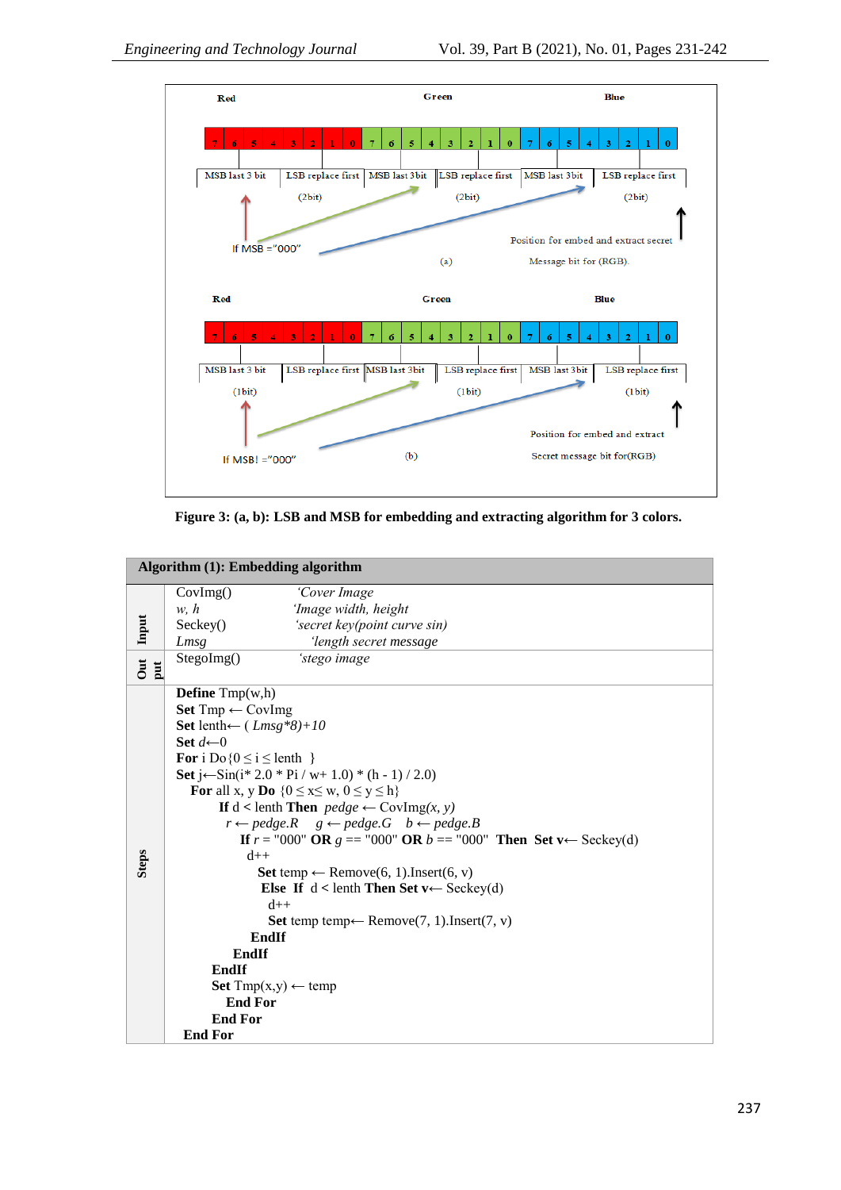Red Green Blue

| 7 | 6 | 5 | 4 | 3 | 2 | 1 | 0 | 7 | 6 | 5 | 4 | 3 | 2 | 1 | 0 | 7 | 6 | 5 | 4 | 3 | 2 | 1 | 0 |
|---|---|---|---|---|---|---|---|---|---|---|---|---|---|---|---|---|---|---|---|---|---|---|---|

MSB last 3 bit | LSB replace first (2bit) | MSB last 3bit | LSB replace first (2bit) | MSB last 3bit | LSB replace first (2bit)

If MSB ="000"

Position for embed and extract secret Message bit for (RGB).

(a)

Red Green Blue

| 7 | 6 | 5 | 4 | 3 | 2 | 1 | 0 | 7 | 6 | 5 | 4 | 3 | 2 | 1 | 0 | 7 | 6 | 5 | 4 | 3 | 2 | 1 | 0 |
|---|---|---|---|---|---|---|---|---|---|---|---|---|---|---|---|---|---|---|---|---|---|---|---|

MSB last 3 bit (1bit) | LSB replace first | MSB last 3bit | LSB replace first (1bit) | MSB last 3bit | LSB replace first (1bit)

If MSB! ="000"

Position for embed and extract Secret message bit for(RGB)

(b)

**Figure 3: (a, b): LSB and MSB for embedding and extracting algorithm for 3 colors.**

**Algorithm (1): Embedding algorithm**

**Input**

```
CovImg()        'Cover Image
w, h            'Image width, height
Seckey()        'secret key(point curve sin)
Lmsg            'length secret message
```

**Output**

```
StegoImg()      'stego image
```

**Steps**

```
Define Tmp(w,h)
Set Tmp ← CovImg
Set lenth← ( Lmsg*8)+10
Set d←0
For i Do {0 ≤ i ≤ lenth  }
Set j←Sin(i* 2.0 * Pi / w+ 1.0) * (h - 1) / 2.0)
  For all x, y Do {0 ≤ x≤ w, 0 ≤ y ≤ h}
      If d < lenth Then  pedge ← CovImg(x, y)
       r ← pedge.R    g ← pedge.G    b ← pedge.B
         If r = "000" OR g == "000" OR b == "000"  Then  Set v← Seckey(d)
          d++
           Set temp ← Remove(6, 1).Insert(6, v)
            Else  If  d < lenth Then Set v← Seckey(d)
             d++
             Set temp temp← Remove(7, 1).Insert(7, v)
           EndIf
        EndIf
     EndIf
     Set Tmp(x,y) ← temp
       End For
     End For
End For
```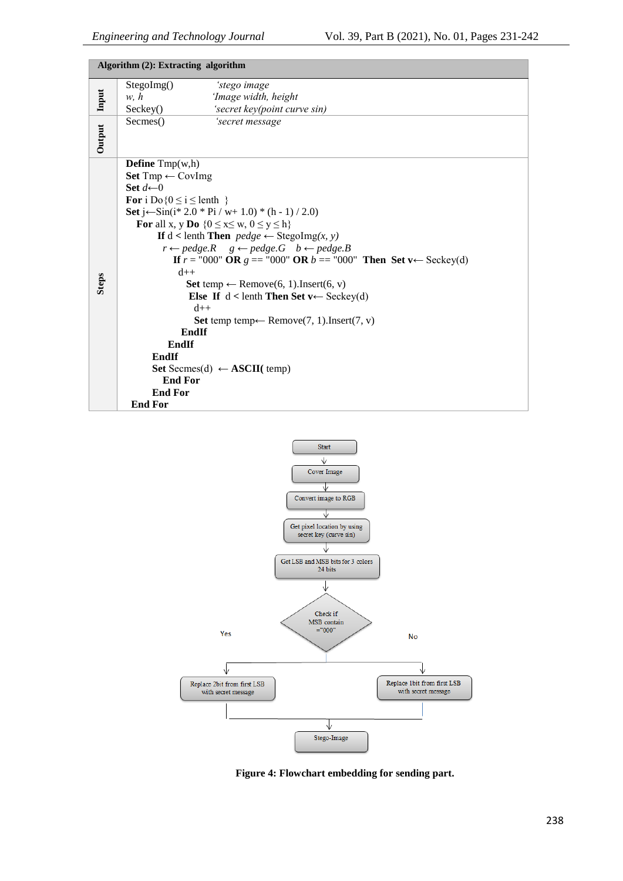**Algorithm (2): Extracting algorithm**

| | |
|---|---|
| **Input** | StegoImg() *'stego image*<br>*w, h* *'Image width, height*<br>Seckey() *'secret key(point curve sin)* |
| **Output** | Secmes() *'secret message* |
| **Steps** | see below |

```
Define Tmp(w,h)
Set Tmp ← CovImg
Set d←0
For i Do{0 ≤ i ≤ lenth }
Set j←Sin(i* 2.0 * Pi / w+ 1.0) * (h - 1) / 2.0)
  For all x, y Do {0 ≤ x≤ w, 0 ≤ y ≤ h}
      If d < lenth Then pedge ← StegoImg(x, y)
        r ← pedge.R    g ← pedge.G    b ← pedge.B
          If r = "000" OR g == "000" OR b == "000" Then Set v← Seckey(d)
            d++
             Set temp ← Remove(6, 1).Insert(6, v)
              Else If d < lenth Then Set v← Seckey(d)
               d++
               Set temp temp← Remove(7, 1).Insert(7, v)
             EndIf
           EndIf
         EndIf
     Set Secmes(d) ← ASCII( temp)
       End For
     End For
 End For
```

Start → Cover Image → Convert image to RGB → Get pixel location by using secret key (curve sin) → Get LSB and MSB bits for 3 colors 24 bits → Check if MSB contain ="000"
- Yes → Replace 2bit from first LSB with secret message
- No → Replace 1bit from first LSB with secret message

→ Stego-Image

**Figure 4: Flowchart embedding for sending part.**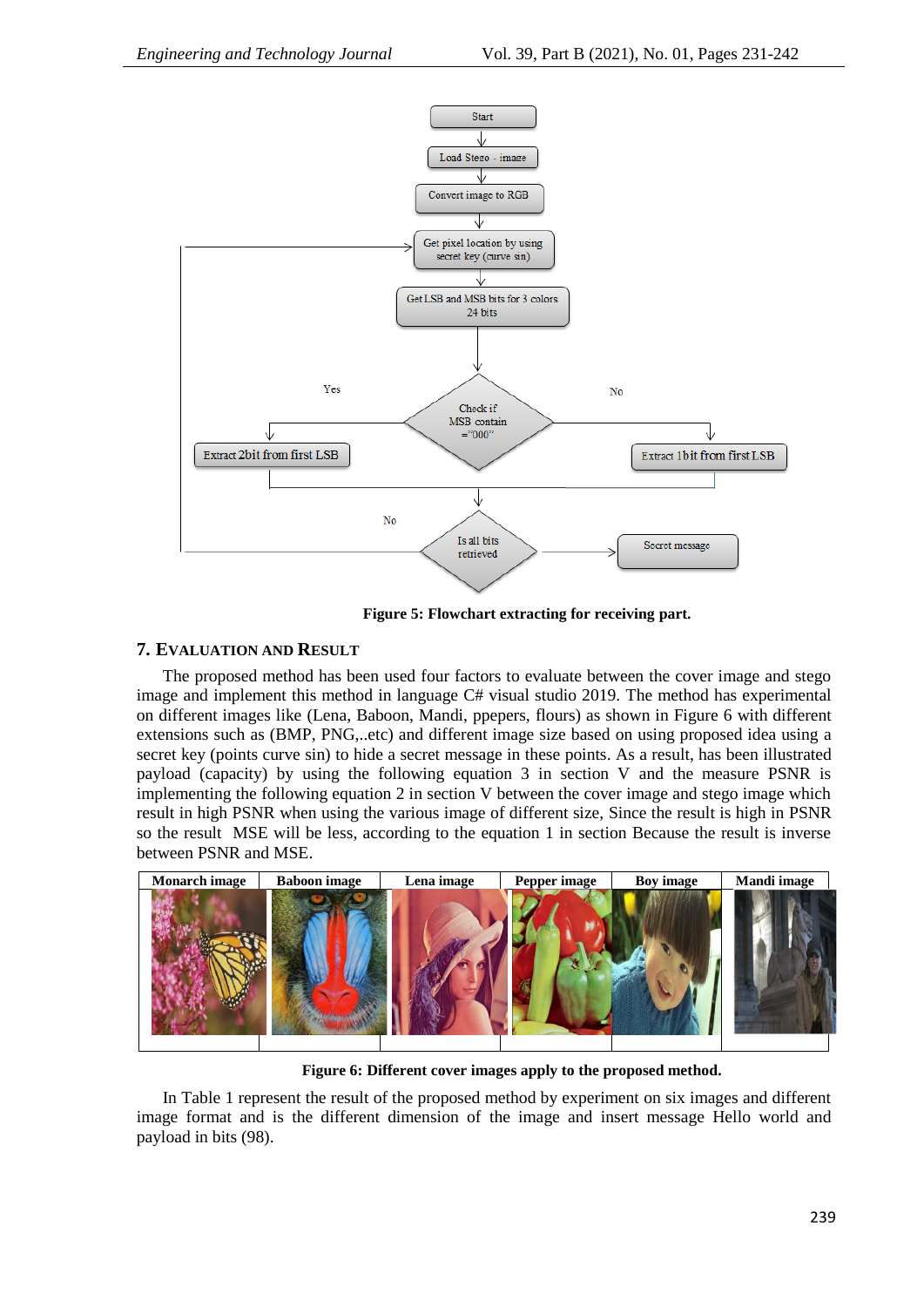Figure 5: Flowchart extracting for receiving part.

## 7. Evaluation and Result

The proposed method has been used four factors to evaluate between the cover image and stego image and implement this method in language C# visual studio 2019. The method has experimental on different images like (Lena, Baboon, Mandi, ppepers, flours) as shown in Figure 6 with different extensions such as (BMP, PNG,..etc) and different image size based on using proposed idea using a secret key (points curve sin) to hide a secret message in these points. As a result, has been illustrated payload (capacity) by using the following equation 3 in section V and the measure PSNR is implementing the following equation 2 in section V between the cover image and stego image which result in high PSNR when using the various image of different size, Since the result is high in PSNR so the result MSE will be less, according to the equation 1 in section Because the result is inverse between PSNR and MSE.

| Monarch image | Baboon image | Lena image | Pepper image | Boy image | Mandi image |
|---|---|---|---|---|---|

Figure 6: Different cover images apply to the proposed method.

In Table 1 represent the result of the proposed method by experiment on six images and different image format and is the different dimension of the image and insert message Hello world and payload in bits (98).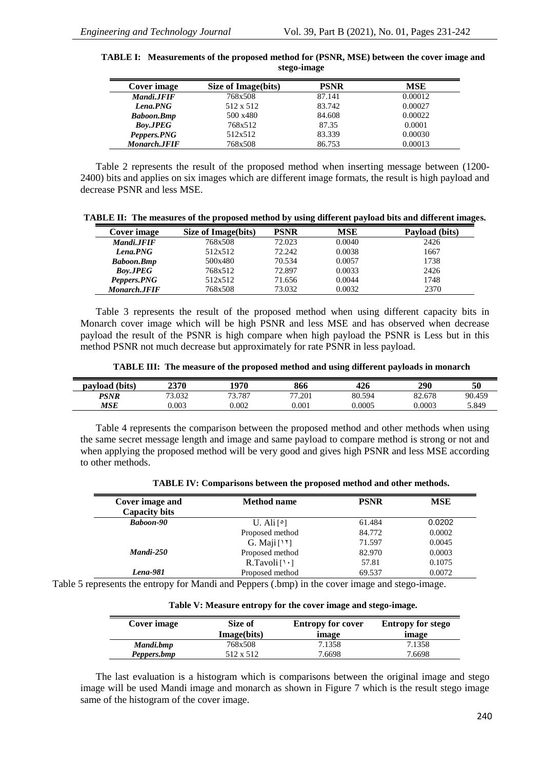**TABLE I: Measurements of the proposed method for (PSNR, MSE) between the cover image and stego-image**

| Cover image | Size of Image(bits) | PSNR | MSE |
|---|---|---|---|
| *Mandi.JFIF* | 768x508 | 87.141 | 0.00012 |
| *Lena.PNG* | 512 x 512 | 83.742 | 0.00027 |
| *Baboon.Bmp* | 500 x480 | 84.608 | 0.00022 |
| *Boy.JPEG* | 768x512 | 87.35 | 0.0001 |
| *Peppers.PNG* | 512x512 | 83.339 | 0.00030 |
| *Monarch.JFIF* | 768x508 | 86.753 | 0.00013 |

Table 2 represents the result of the proposed method when inserting message between (1200-2400) bits and applies on six images which are different image formats, the result is high payload and decrease PSNR and less MSE.

**TABLE II: The measures of the proposed method by using different payload bits and different images.**

| Cover image | Size of Image(bits) | PSNR | MSE | Payload (bits) |
|---|---|---|---|---|
| *Mandi.JFIF* | 768x508 | 72.023 | 0.0040 | 2426 |
| *Lena.PNG* | 512x512 | 72.242 | 0.0038 | 1667 |
| *Baboon.Bmp* | 500x480 | 70.534 | 0.0057 | 1738 |
| *Boy.JPEG* | 768x512 | 72.897 | 0.0033 | 2426 |
| *Peppers.PNG* | 512x512 | 71.656 | 0.0044 | 1748 |
| *Monarch.JFIF* | 768x508 | 73.032 | 0.0032 | 2370 |

Table 3 represents the result of the proposed method when using different capacity bits in Monarch cover image which will be high PSNR and less MSE and has observed when decrease payload the result of the PSNR is high compare when high payload the PSNR is Less but in this method PSNR not much decrease but approximately for rate PSNR in less payload.

**TABLE III: The measure of the proposed method and using different payloads in monarch**

| payload (bits) | 2370 | 1970 | 866 | 426 | 290 | 50 |
|---|---|---|---|---|---|---|
| *PSNR* | 73.032 | 73.787 | 77.201 | 80.594 | 82.678 | 90.459 |
| *MSE* | 0.003 | 0.002 | 0.001 | 0.0005 | 0.0003 | 5.849 |

Table 4 represents the comparison between the proposed method and other methods when using the same secret message length and image and same payload to compare method is strong or not and when applying the proposed method will be very good and gives high PSNR and less MSE according to other methods.

**TABLE IV: Comparisons between the proposed method and other methods.**

| Cover image and Capacity bits | Method name | PSNR | MSE |
|---|---|---|---|
| *Baboon-90* | U. Ali [5] | 61.484 | 0.0202 |
| | Proposed method | 84.772 | 0.0002 |
| | G. Maji [12] | 71.597 | 0.0045 |
| *Mandi-250* | Proposed method | 82.970 | 0.0003 |
| | R.Tavoli [10] | 57.81 | 0.1075 |
| *Lena-981* | Proposed method | 69.537 | 0.0072 |

Table 5 represents the entropy for Mandi and Peppers (.bmp) in the cover image and stego-image.

**Table V: Measure entropy for the cover image and stego-image.**

| Cover image | Size of Image(bits) | Entropy for cover image | Entropy for stego image |
|---|---|---|---|
| *Mandi.bmp* | 768x508 | 7.1358 | 7.1358 |
| *Peppers.bmp* | 512 x 512 | 7.6698 | 7.6698 |

The last evaluation is a histogram which is comparisons between the original image and stego image will be used Mandi image and monarch as shown in Figure 7 which is the result stego image same of the histogram of the cover image.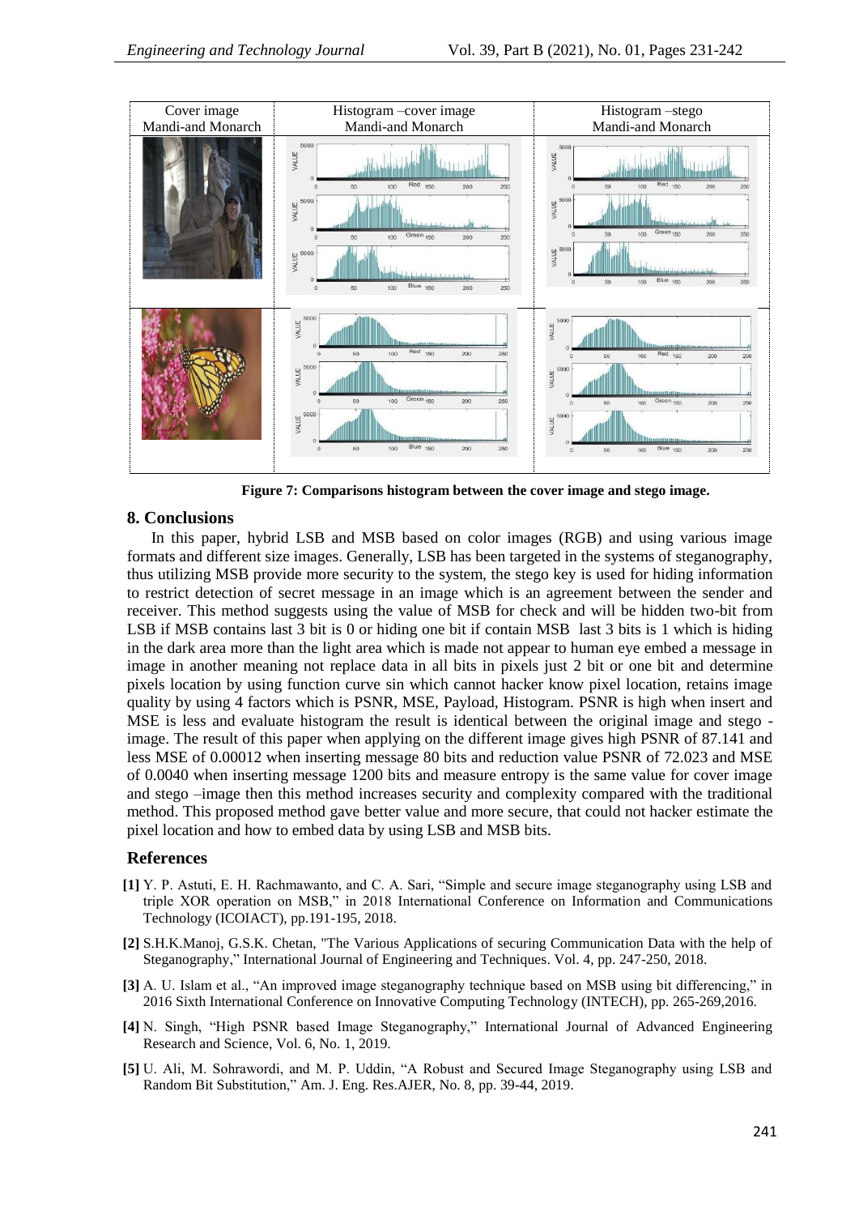| Cover image Mandi-and Monarch | Histogram –cover image Mandi-and Monarch | Histogram –stego Mandi-and Monarch |
|---|---|---|
| | | |
| | | |

**Figure 7: Comparisons histogram between the cover image and stego image.**

## 8. Conclusions

In this paper, hybrid LSB and MSB based on color images (RGB) and using various image formats and different size images. Generally, LSB has been targeted in the systems of steganography, thus utilizing MSB provide more security to the system, the stego key is used for hiding information to restrict detection of secret message in an image which is an agreement between the sender and receiver. This method suggests using the value of MSB for check and will be hidden two-bit from LSB if MSB contains last 3 bit is 0 or hiding one bit if contain MSB last 3 bits is 1 which is hiding in the dark area more than the light area which is made not appear to human eye embed a message in image in another meaning not replace data in all bits in pixels just 2 bit or one bit and determine pixels location by using function curve sin which cannot hacker know pixel location, retains image quality by using 4 factors which is PSNR, MSE, Payload, Histogram. PSNR is high when insert and MSE is less and evaluate histogram the result is identical between the original image and stego - image. The result of this paper when applying on the different image gives high PSNR of 87.141 and less MSE of 0.00012 when inserting message 80 bits and reduction value PSNR of 72.023 and MSE of 0.0040 when inserting message 1200 bits and measure entropy is the same value for cover image and stego –image then this method increases security and complexity compared with the traditional method. This proposed method gave better value and more secure, that could not hacker estimate the pixel location and how to embed data by using LSB and MSB bits.

## References

**[1]** Y. P. Astuti, E. H. Rachmawanto, and C. A. Sari, "Simple and secure image steganography using LSB and triple XOR operation on MSB," in 2018 International Conference on Information and Communications Technology (ICOIACT), pp.191-195, 2018.

**[2]** S.H.K.Manoj, G.S.K. Chetan, "The Various Applications of securing Communication Data with the help of Steganography," International Journal of Engineering and Techniques. Vol. 4, pp. 247-250, 2018.

**[3]** A. U. Islam et al., "An improved image steganography technique based on MSB using bit differencing," in 2016 Sixth International Conference on Innovative Computing Technology (INTECH), pp. 265-269,2016.

**[4]** N. Singh, "High PSNR based Image Steganography," International Journal of Advanced Engineering Research and Science, Vol. 6, No. 1, 2019.

**[5]** U. Ali, M. Sohrawordi, and M. P. Uddin, "A Robust and Secured Image Steganography using LSB and Random Bit Substitution," Am. J. Eng. Res.AJER, No. 8, pp. 39-44, 2019.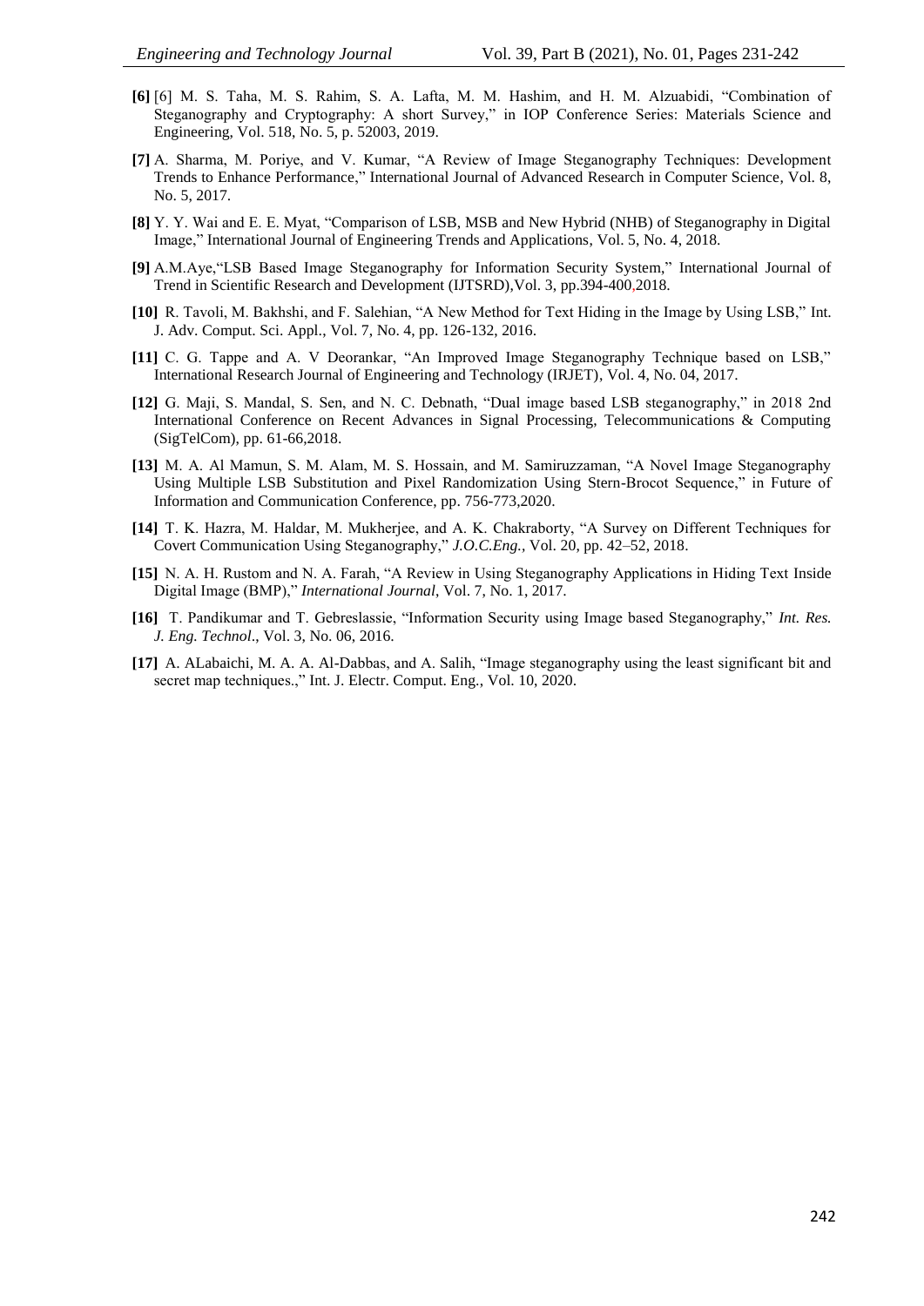**[6]** [6] M. S. Taha, M. S. Rahim, S. A. Lafta, M. M. Hashim, and H. M. Alzuabidi, "Combination of Steganography and Cryptography: A short Survey," in IOP Conference Series: Materials Science and Engineering, Vol. 518, No. 5, p. 52003, 2019.

**[7]** A. Sharma, M. Poriye, and V. Kumar, "A Review of Image Steganography Techniques: Development Trends to Enhance Performance," International Journal of Advanced Research in Computer Science, Vol. 8, No. 5, 2017.

**[8]** Y. Y. Wai and E. E. Myat, "Comparison of LSB, MSB and New Hybrid (NHB) of Steganography in Digital Image," International Journal of Engineering Trends and Applications, Vol. 5, No. 4, 2018.

**[9]** A.M.Aye,"LSB Based Image Steganography for Information Security System," International Journal of Trend in Scientific Research and Development (IJTSRD),Vol. 3, pp.394-400,2018.

**[10]** R. Tavoli, M. Bakhshi, and F. Salehian, "A New Method for Text Hiding in the Image by Using LSB," Int. J. Adv. Comput. Sci. Appl., Vol. 7, No. 4, pp. 126-132, 2016.

**[11]** C. G. Tappe and A. V Deorankar, "An Improved Image Steganography Technique based on LSB," International Research Journal of Engineering and Technology (IRJET), Vol. 4, No. 04, 2017.

**[12]** G. Maji, S. Mandal, S. Sen, and N. C. Debnath, "Dual image based LSB steganography," in 2018 2nd International Conference on Recent Advances in Signal Processing, Telecommunications & Computing (SigTelCom), pp. 61-66,2018.

**[13]** M. A. Al Mamun, S. M. Alam, M. S. Hossain, and M. Samiruzzaman, "A Novel Image Steganography Using Multiple LSB Substitution and Pixel Randomization Using Stern-Brocot Sequence," in Future of Information and Communication Conference, pp. 756-773,2020.

**[14]** T. K. Hazra, M. Haldar, M. Mukherjee, and A. K. Chakraborty, "A Survey on Different Techniques for Covert Communication Using Steganography," *J.O.C.Eng.*, Vol. 20, pp. 42–52, 2018.

**[15]** N. A. H. Rustom and N. A. Farah, "A Review in Using Steganography Applications in Hiding Text Inside Digital Image (BMP)," *International Journal*, Vol. 7, No. 1, 2017.

**[16]** T. Pandikumar and T. Gebreslassie, "Information Security using Image based Steganography," *Int. Res. J. Eng. Technol*., Vol. 3, No. 06, 2016.

**[17]** A. ALabaichi, M. A. A. Al-Dabbas, and A. Salih, "Image steganography using the least significant bit and secret map techniques.," Int. J. Electr. Comput. Eng., Vol. 10, 2020.